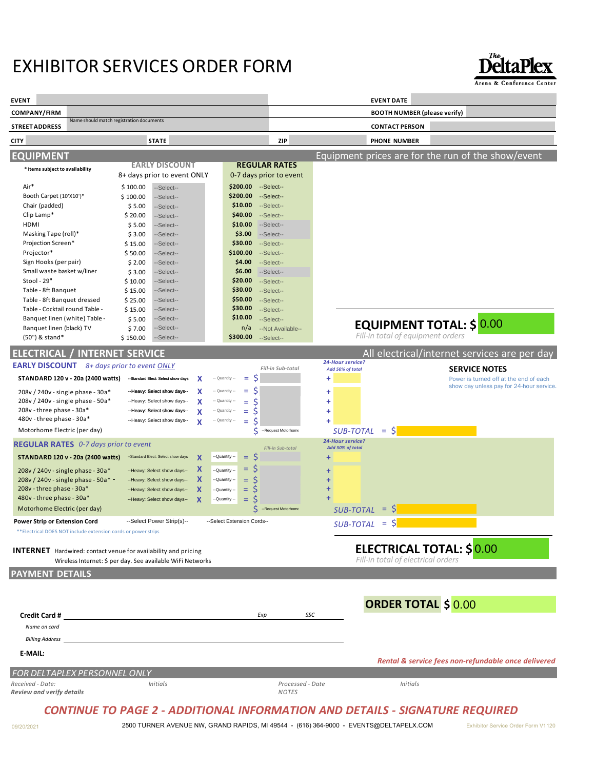# EXHIBITOR SERVICES ORDER FORM

The DeltaPlex Arena & Conference Center

| | | | |
|---|---|---|---|
| **EVENT** | | **EVENT DATE** | |
| **COMPANY/FIRM** | Name should match registration documents | **BOOTH NUMBER (please verify)** | |
| **STREET ADDRESS** | | **CONTACT PERSON** | |
| **CITY** | **STATE** / **ZIP** | **PHONE NUMBER** | |

## EQUIPMENT

Equipment prices are for the run of the show/event

\* Items subject to availability

| Item | EARLY DISCOUNT 8+ days prior to event ONLY | | REGULAR RATES 0-7 days prior to event | |
|---|---|---|---|---|
| Air* | $ 100.00 | --Select-- | $200.00 | --Select-- |
| Booth Carpet (10'X10')* | $ 100.00 | --Select-- | $200.00 | --Select-- |
| Chair (padded) | $ 5.00 | --Select-- | $10.00 | --Select-- |
| Clip Lamp* | $ 20.00 | --Select-- | $40.00 | --Select-- |
| HDMI | $ 5.00 | --Select-- | $10.00 | --Select-- |
| Masking Tape (roll)* | $ 3.00 | --Select-- | $3.00 | --Select-- |
| Projection Screen* | $ 15.00 | --Select-- | $30.00 | --Select-- |
| Projector* | $ 50.00 | --Select-- | $100.00 | --Select-- |
| Sign Hooks (per pair) | $ 2.00 | --Select-- | $4.00 | --Select-- |
| Small waste basket w/liner | $ 3.00 | --Select-- | $6.00 | --Select-- |
| Stool - 29" | $ 10.00 | --Select-- | $20.00 | --Select-- |
| Table - 8ft Banquet | $ 15.00 | --Select-- | $30.00 | --Select-- |
| Table - 8ft Banquet dressed | $ 25.00 | --Select-- | $50.00 | --Select-- |
| Table - Cocktail round Table - | $ 15.00 | --Select-- | $30.00 | --Select-- |
| Banquet linen (white) Table - | $ 5.00 | --Select-- | $10.00 | --Select-- |
| Banquet linen (black) TV | $ 7.00 | --Select-- | n/a | --Not Available-- |
| (50") & stand* | $ 150.00 | --Select-- | $300.00 | --Select-- |

**EQUIPMENT TOTAL: $** 0.00

*Fill-in total of equipment orders*

## ELECTRICAL / INTERNET SERVICE

All electrical/internet services are per day

**SERVICE NOTES**

Power is turned off at the end of each show day unless pay for 24-hour service.

**EARLY DISCOUNT** *8+ days prior to event ONLY*

| Service | Days | | Quantity | | Fill-in Sub-total | 24-Hour service? Add 50% of total |
|---|---|---|---|---|---|---|
| **STANDARD 120 v - 20a (2400 watts)** | --Standard Elect: Select show days | X | -- Quantity -- | = $ | | + |
| 208v / 240v - single phase - 30a* | --Heavy: Select show days-- | X | -- Quantity -- | = $ | | + |
| 208v / 240v - single phase - 50a* | --Heavy: Select show days-- | X | -- Quantity -- | = $ | | + |
| 208v - three phase - 30a* | --Heavy: Select show days-- | X | -- Quantity -- | = $ | | + |
| 480v - three phase - 30a* | --Heavy: Select show days-- | X | -- Quantity -- | = $ | | + |
| Motorhome Electric (per day) | | | | $ | --Request Motorhome | |

*SUB-TOTAL* = $

**REGULAR RATES** *0-7 days prior to event*

| Service | Days | | Quantity | | Fill-in Sub-total | 24-Hour service? Add 50% of total |
|---|---|---|---|---|---|---|
| **STANDARD 120 v - 20a (2400 watts)** | --Standard Elect: Select show days | X | --Quantity -- | = $ | | + |
| 208v / 240v - single phase - 30a* | --Heavy: Select show days-- | X | --Quantity -- | = $ | | + |
| 208v / 240v - single phase - 50a* - | --Heavy: Select show days-- | X | --Quantity -- | = $ | | + |
| 208v - three phase - 30a* | --Heavy: Select show days-- | X | --Quantity -- | = $ | | + |
| 480v - three phase - 30a* | --Heavy: Select show days-- | X | --Quantity -- | = $ | | + |
| Motorhome Electric (per day) | | | | $ | --Request Motorhome | |

*SUB-TOTAL* = $

**Power Strip or Extension Cord** --Select Power Strip(s)-- --Select Extension Cords-- *SUB-TOTAL* = $

**Electrical DOES NOT include extension cords or power strips

**INTERNET** Hardwired: contact venue for availability and pricing

Wireless Internet: $ per day. See available WiFi Networks

**ELECTRICAL TOTAL: $** 0.00

*Fill-in total of electrical orders*

## PAYMENT DETAILS

**ORDER TOTAL $** 0.00

**Credit Card #** ____________________ *Exp* ______ *SSC* ______

*Name on card*

*Billing Address* ____________________

**E-MAIL:**

***Rental & service fees non-refundable once delivered***

## *FOR DELTAPLEX PERSONNEL ONLY*

*Received - Date:* *Initials* *Processed - Date* *Initials*

***Review and verify details*** *NOTES*

***CONTINUE TO PAGE 2 - ADDITIONAL INFORMATION AND DETAILS - SIGNATURE REQUIRED***

09/20/2021 2500 TURNER AVENUE NW, GRAND RAPIDS, MI 49544 - (616) 364-9000 - EVENTS@DELTAPELX.COM Exhibitor Service Order Form V1120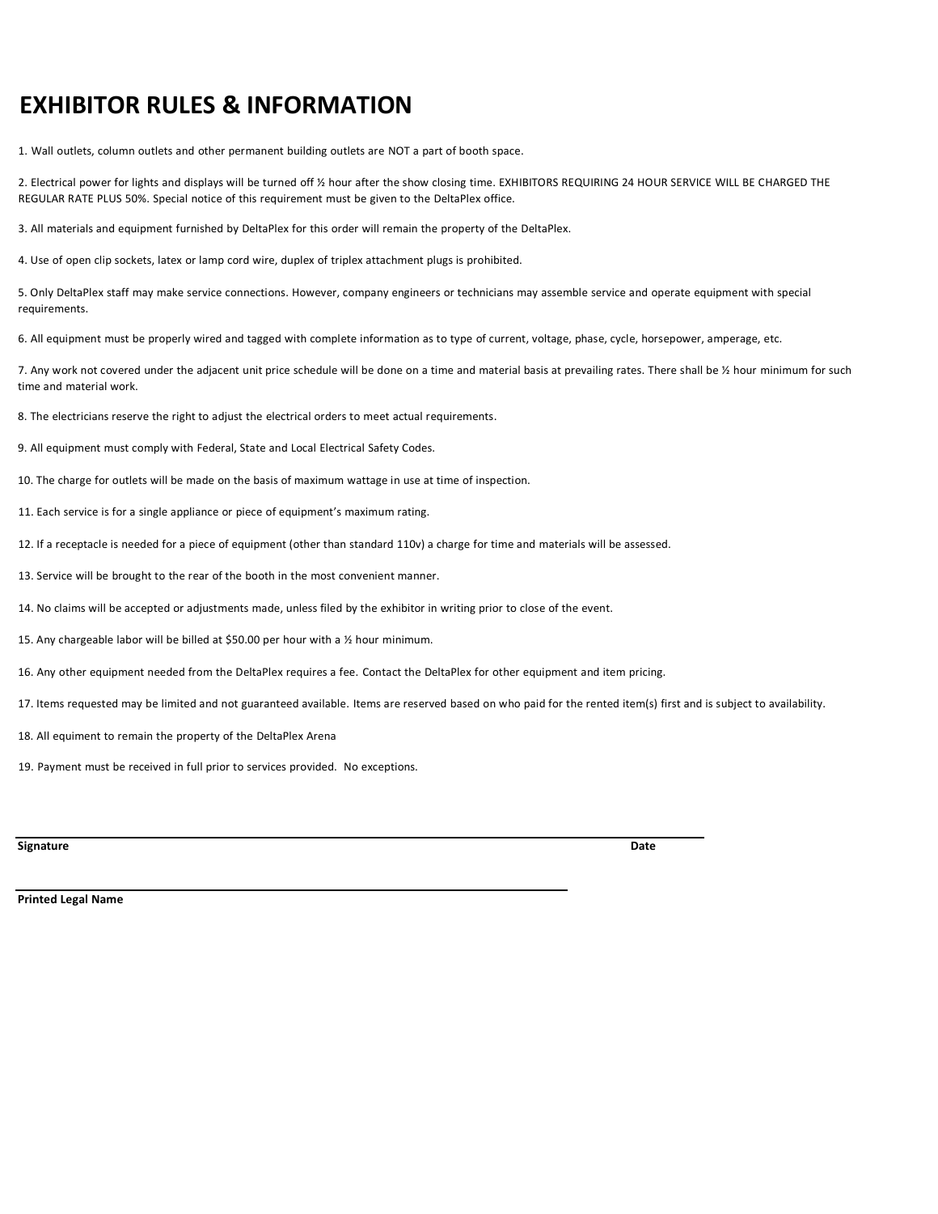# EXHIBITOR RULES & INFORMATION

1. Wall outlets, column outlets and other permanent building outlets are NOT a part of booth space.

2. Electrical power for lights and displays will be turned off ½ hour after the show closing time. EXHIBITORS REQUIRING 24 HOUR SERVICE WILL BE CHARGED THE REGULAR RATE PLUS 50%. Special notice of this requirement must be given to the DeltaPlex office.

3. All materials and equipment furnished by DeltaPlex for this order will remain the property of the DeltaPlex.

4. Use of open clip sockets, latex or lamp cord wire, duplex of triplex attachment plugs is prohibited.

5. Only DeltaPlex staff may make service connections. However, company engineers or technicians may assemble service and operate equipment with special requirements.

6. All equipment must be properly wired and tagged with complete information as to type of current, voltage, phase, cycle, horsepower, amperage, etc.

7. Any work not covered under the adjacent unit price schedule will be done on a time and material basis at prevailing rates. There shall be ½ hour minimum for such time and material work.

8. The electricians reserve the right to adjust the electrical orders to meet actual requirements.

9. All equipment must comply with Federal, State and Local Electrical Safety Codes.

10. The charge for outlets will be made on the basis of maximum wattage in use at time of inspection.

11. Each service is for a single appliance or piece of equipment's maximum rating.

12. If a receptacle is needed for a piece of equipment (other than standard 110v) a charge for time and materials will be assessed.

13. Service will be brought to the rear of the booth in the most convenient manner.

14. No claims will be accepted or adjustments made, unless filed by the exhibitor in writing prior to close of the event.

15. Any chargeable labor will be billed at $50.00 per hour with a ½ hour minimum.

16. Any other equipment needed from the DeltaPlex requires a fee. Contact the DeltaPlex for other equipment and item pricing.

17. Items requested may be limited and not guaranteed available. Items are reserved based on who paid for the rented item(s) first and is subject to availability.

18. All equiment to remain the property of the DeltaPlex Arena

19. Payment must be received in full prior to services provided. No exceptions.

**Signature** **Date**

**Printed Legal Name**